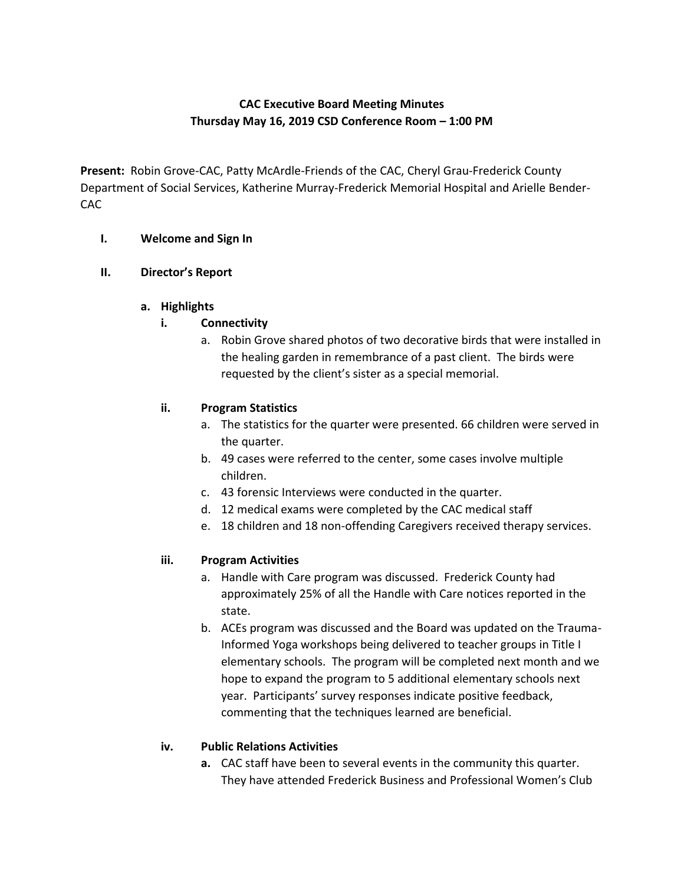**CAC Executive Board Meeting Minutes**
**Thursday May 16, 2019 CSD Conference Room – 1:00 PM**

**Present:** Robin Grove-CAC, Patty McArdle-Friends of the CAC, Cheryl Grau-Frederick County Department of Social Services, Katherine Murray-Frederick Memorial Hospital and Arielle Bender-CAC

I. **Welcome and Sign In**

II. **Director's Report**

   a. **Highlights**

      i. **Connectivity**

         a. Robin Grove shared photos of two decorative birds that were installed in the healing garden in remembrance of a past client. The birds were requested by the client's sister as a special memorial.

      ii. **Program Statistics**

         a. The statistics for the quarter were presented. 66 children were served in the quarter.
         b. 49 cases were referred to the center, some cases involve multiple children.
         c. 43 forensic Interviews were conducted in the quarter.
         d. 12 medical exams were completed by the CAC medical staff
         e. 18 children and 18 non-offending Caregivers received therapy services.

      iii. **Program Activities**

         a. Handle with Care program was discussed. Frederick County had approximately 25% of all the Handle with Care notices reported in the state.
         b. ACEs program was discussed and the Board was updated on the Trauma-Informed Yoga workshops being delivered to teacher groups in Title I elementary schools. The program will be completed next month and we hope to expand the program to 5 additional elementary schools next year. Participants' survey responses indicate positive feedback, commenting that the techniques learned are beneficial.

      iv. **Public Relations Activities**

         **a.** CAC staff have been to several events in the community this quarter. They have attended Frederick Business and Professional Women's Club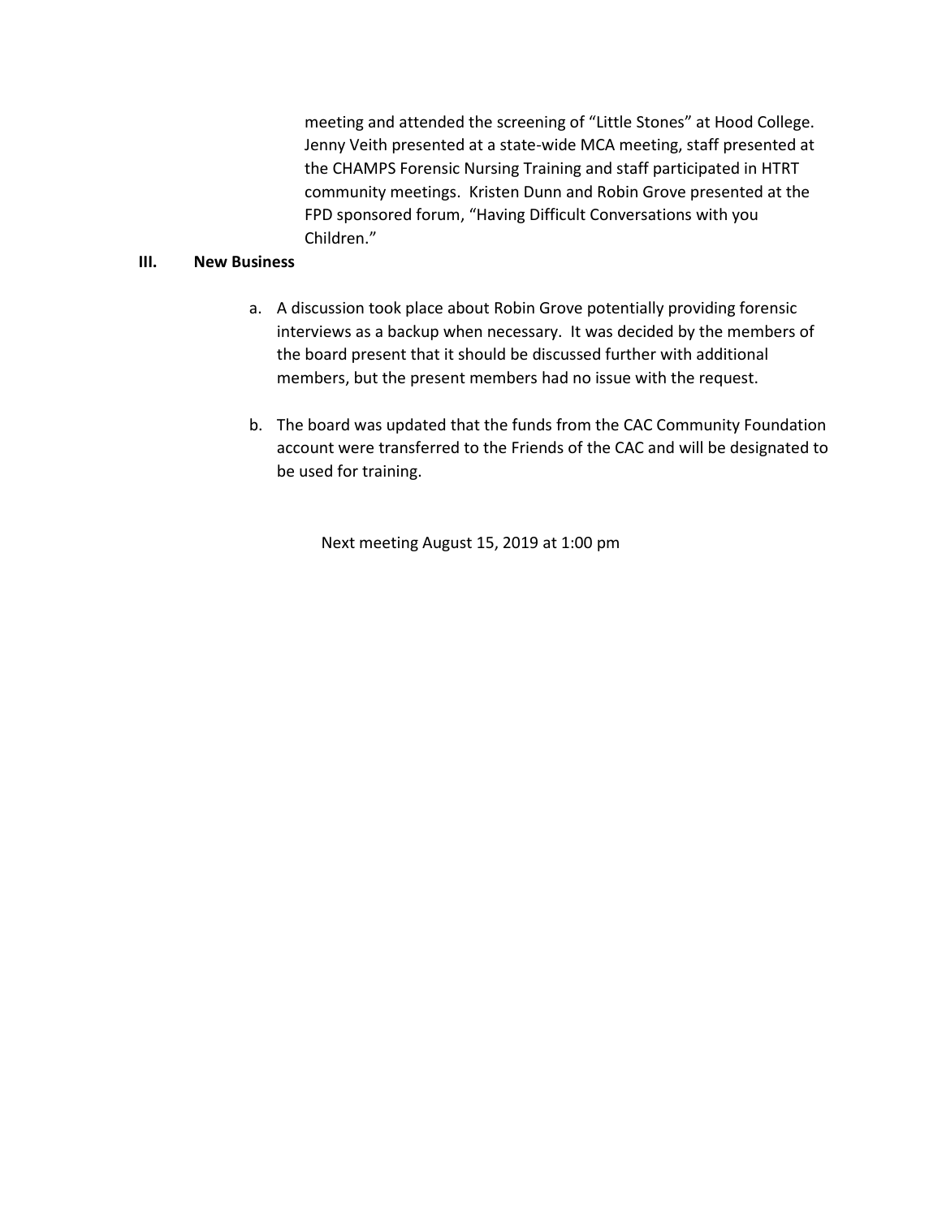meeting and attended the screening of "Little Stones" at Hood College. Jenny Veith presented at a state-wide MCA meeting, staff presented at the CHAMPS Forensic Nursing Training and staff participated in HTRT community meetings. Kristen Dunn and Robin Grove presented at the FPD sponsored forum, "Having Difficult Conversations with you Children."

**III. New Business**

a. A discussion took place about Robin Grove potentially providing forensic interviews as a backup when necessary. It was decided by the members of the board present that it should be discussed further with additional members, but the present members had no issue with the request.

b. The board was updated that the funds from the CAC Community Foundation account were transferred to the Friends of the CAC and will be designated to be used for training.

Next meeting August 15, 2019 at 1:00 pm